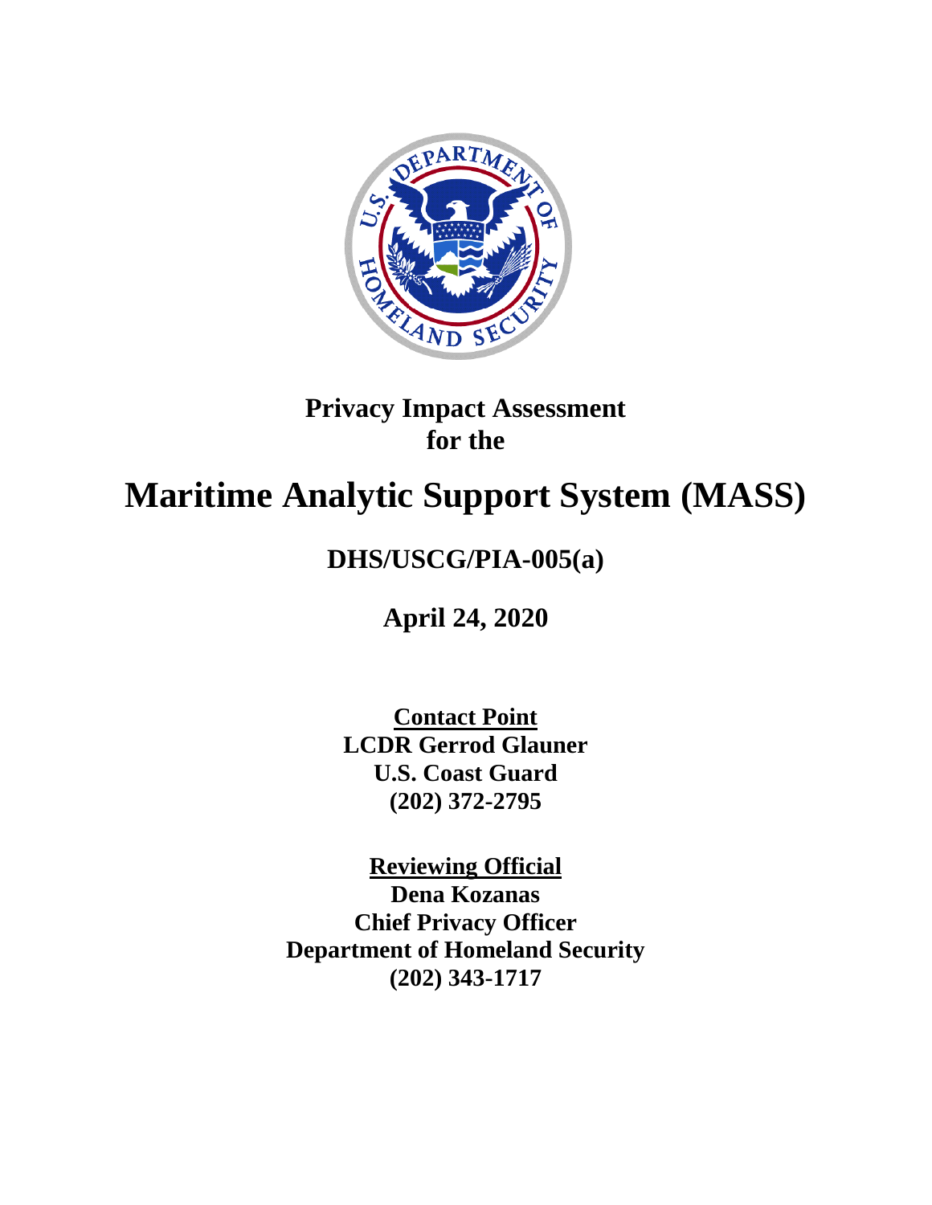**Privacy Impact Assessment**
**for the**

# Maritime Analytic Support System (MASS)

## DHS/USCG/PIA-005(a)

**April 24, 2020**

**Contact Point**
**LCDR Gerrod Glauner**
**U.S. Coast Guard**
**(202) 372-2795**

**Reviewing Official**
**Dena Kozanas**
**Chief Privacy Officer**
**Department of Homeland Security**
**(202) 343-1717**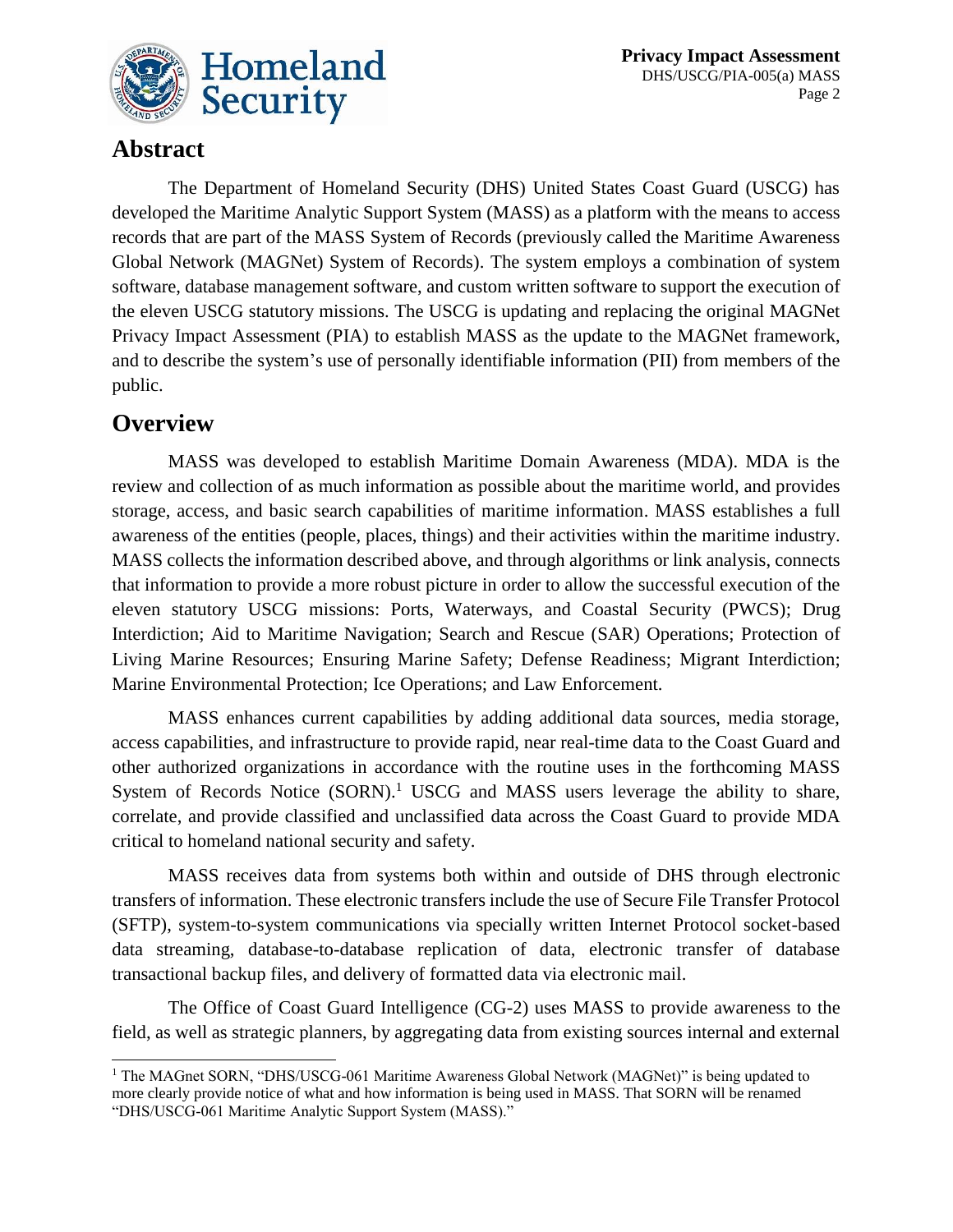## Abstract

The Department of Homeland Security (DHS) United States Coast Guard (USCG) has developed the Maritime Analytic Support System (MASS) as a platform with the means to access records that are part of the MASS System of Records (previously called the Maritime Awareness Global Network (MAGNet) System of Records). The system employs a combination of system software, database management software, and custom written software to support the execution of the eleven USCG statutory missions. The USCG is updating and replacing the original MAGNet Privacy Impact Assessment (PIA) to establish MASS as the update to the MAGNet framework, and to describe the system's use of personally identifiable information (PII) from members of the public.

## Overview

MASS was developed to establish Maritime Domain Awareness (MDA). MDA is the review and collection of as much information as possible about the maritime world, and provides storage, access, and basic search capabilities of maritime information. MASS establishes a full awareness of the entities (people, places, things) and their activities within the maritime industry. MASS collects the information described above, and through algorithms or link analysis, connects that information to provide a more robust picture in order to allow the successful execution of the eleven statutory USCG missions: Ports, Waterways, and Coastal Security (PWCS); Drug Interdiction; Aid to Maritime Navigation; Search and Rescue (SAR) Operations; Protection of Living Marine Resources; Ensuring Marine Safety; Defense Readiness; Migrant Interdiction; Marine Environmental Protection; Ice Operations; and Law Enforcement.

MASS enhances current capabilities by adding additional data sources, media storage, access capabilities, and infrastructure to provide rapid, near real-time data to the Coast Guard and other authorized organizations in accordance with the routine uses in the forthcoming MASS System of Records Notice (SORN).[1] USCG and MASS users leverage the ability to share, correlate, and provide classified and unclassified data across the Coast Guard to provide MDA critical to homeland national security and safety.

MASS receives data from systems both within and outside of DHS through electronic transfers of information. These electronic transfers include the use of Secure File Transfer Protocol (SFTP), system-to-system communications via specially written Internet Protocol socket-based data streaming, database-to-database replication of data, electronic transfer of database transactional backup files, and delivery of formatted data via electronic mail.

The Office of Coast Guard Intelligence (CG-2) uses MASS to provide awareness to the field, as well as strategic planners, by aggregating data from existing sources internal and external

---

[1] The MAGnet SORN, "DHS/USCG-061 Maritime Awareness Global Network (MAGNet)" is being updated to more clearly provide notice of what and how information is being used in MASS. That SORN will be renamed "DHS/USCG-061 Maritime Analytic Support System (MASS)."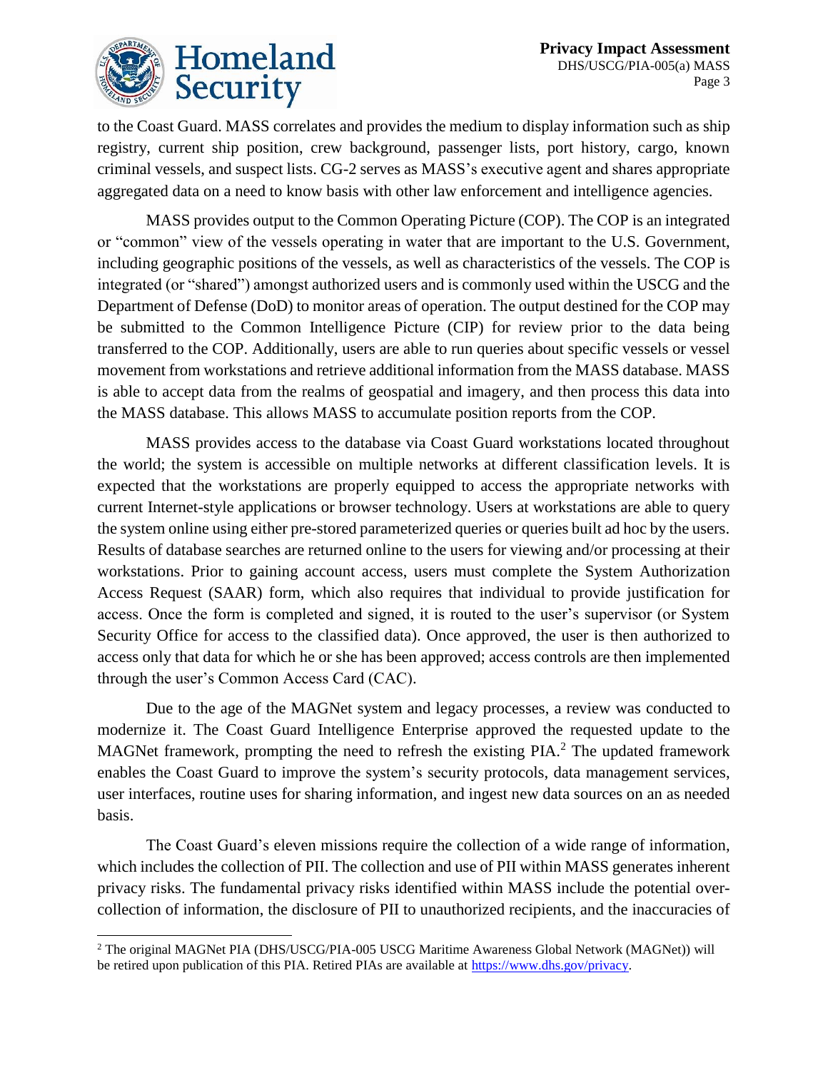to the Coast Guard. MASS correlates and provides the medium to display information such as ship registry, current ship position, crew background, passenger lists, port history, cargo, known criminal vessels, and suspect lists. CG-2 serves as MASS's executive agent and shares appropriate aggregated data on a need to know basis with other law enforcement and intelligence agencies.

MASS provides output to the Common Operating Picture (COP). The COP is an integrated or "common" view of the vessels operating in water that are important to the U.S. Government, including geographic positions of the vessels, as well as characteristics of the vessels. The COP is integrated (or "shared") amongst authorized users and is commonly used within the USCG and the Department of Defense (DoD) to monitor areas of operation. The output destined for the COP may be submitted to the Common Intelligence Picture (CIP) for review prior to the data being transferred to the COP. Additionally, users are able to run queries about specific vessels or vessel movement from workstations and retrieve additional information from the MASS database. MASS is able to accept data from the realms of geospatial and imagery, and then process this data into the MASS database. This allows MASS to accumulate position reports from the COP.

MASS provides access to the database via Coast Guard workstations located throughout the world; the system is accessible on multiple networks at different classification levels. It is expected that the workstations are properly equipped to access the appropriate networks with current Internet-style applications or browser technology. Users at workstations are able to query the system online using either pre-stored parameterized queries or queries built ad hoc by the users. Results of database searches are returned online to the users for viewing and/or processing at their workstations. Prior to gaining account access, users must complete the System Authorization Access Request (SAAR) form, which also requires that individual to provide justification for access. Once the form is completed and signed, it is routed to the user's supervisor (or System Security Office for access to the classified data). Once approved, the user is then authorized to access only that data for which he or she has been approved; access controls are then implemented through the user's Common Access Card (CAC).

Due to the age of the MAGNet system and legacy processes, a review was conducted to modernize it. The Coast Guard Intelligence Enterprise approved the requested update to the MAGNet framework, prompting the need to refresh the existing PIA.[2] The updated framework enables the Coast Guard to improve the system's security protocols, data management services, user interfaces, routine uses for sharing information, and ingest new data sources on an as needed basis.

The Coast Guard's eleven missions require the collection of a wide range of information, which includes the collection of PII. The collection and use of PII within MASS generates inherent privacy risks. The fundamental privacy risks identified within MASS include the potential over-collection of information, the disclosure of PII to unauthorized recipients, and the inaccuracies of

---

[2] The original MAGNet PIA (DHS/USCG/PIA-005 USCG Maritime Awareness Global Network (MAGNet)) will be retired upon publication of this PIA. Retired PIAs are available at https://www.dhs.gov/privacy.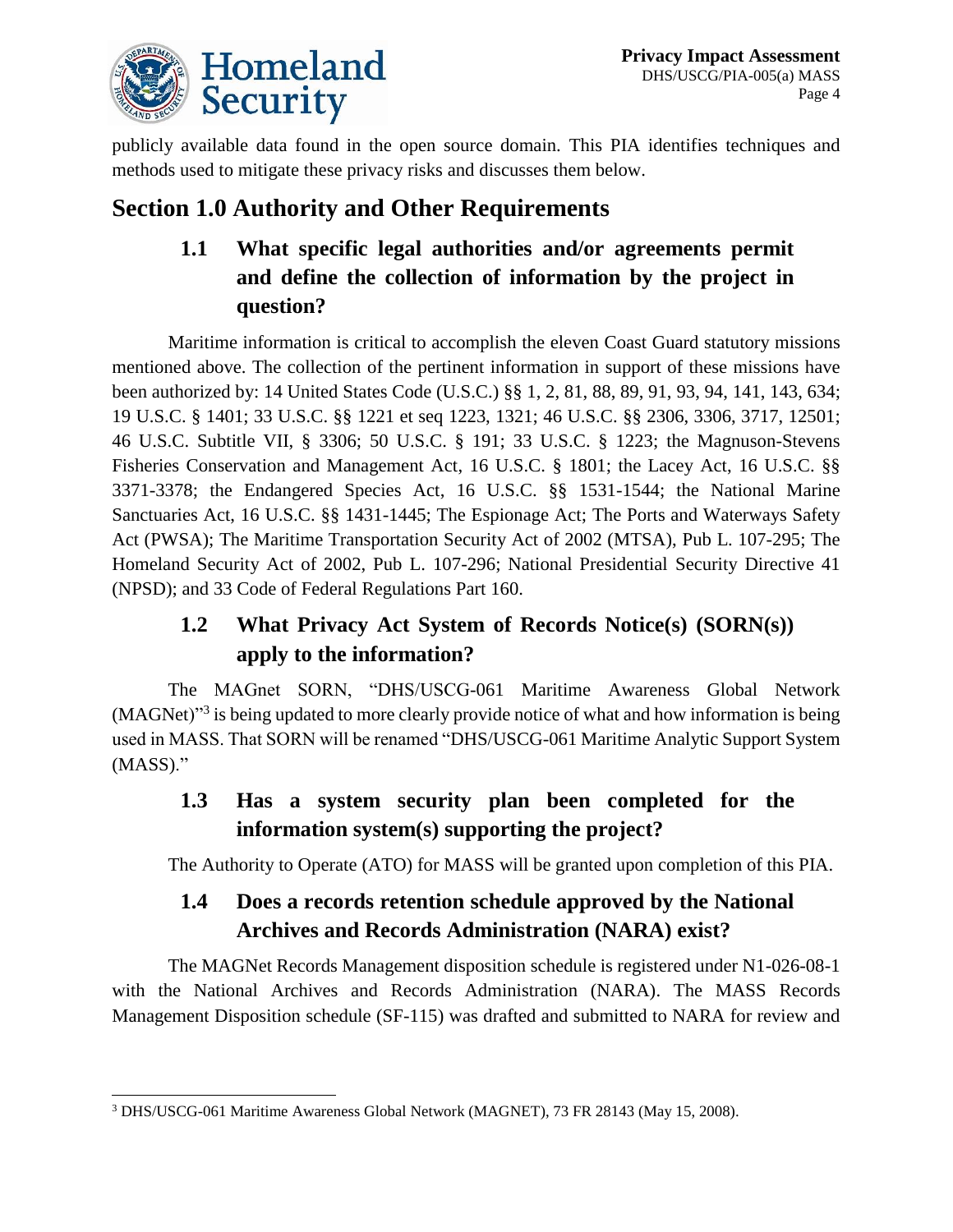publicly available data found in the open source domain. This PIA identifies techniques and methods used to mitigate these privacy risks and discusses them below.

## Section 1.0 Authority and Other Requirements

### 1.1 What specific legal authorities and/or agreements permit and define the collection of information by the project in question?

Maritime information is critical to accomplish the eleven Coast Guard statutory missions mentioned above. The collection of the pertinent information in support of these missions have been authorized by: 14 United States Code (U.S.C.) §§ 1, 2, 81, 88, 89, 91, 93, 94, 141, 143, 634; 19 U.S.C. § 1401; 33 U.S.C. §§ 1221 et seq 1223, 1321; 46 U.S.C. §§ 2306, 3306, 3717, 12501; 46 U.S.C. Subtitle VII, § 3306; 50 U.S.C. § 191; 33 U.S.C. § 1223; the Magnuson-Stevens Fisheries Conservation and Management Act, 16 U.S.C. § 1801; the Lacey Act, 16 U.S.C. §§ 3371-3378; the Endangered Species Act, 16 U.S.C. §§ 1531-1544; the National Marine Sanctuaries Act, 16 U.S.C. §§ 1431-1445; The Espionage Act; The Ports and Waterways Safety Act (PWSA); The Maritime Transportation Security Act of 2002 (MTSA), Pub L. 107-295; The Homeland Security Act of 2002, Pub L. 107-296; National Presidential Security Directive 41 (NPSD); and 33 Code of Federal Regulations Part 160.

### 1.2 What Privacy Act System of Records Notice(s) (SORN(s)) apply to the information?

The MAGnet SORN, "DHS/USCG-061 Maritime Awareness Global Network (MAGNet)"[3] is being updated to more clearly provide notice of what and how information is being used in MASS. That SORN will be renamed "DHS/USCG-061 Maritime Analytic Support System (MASS)."

### 1.3 Has a system security plan been completed for the information system(s) supporting the project?

The Authority to Operate (ATO) for MASS will be granted upon completion of this PIA.

### 1.4 Does a records retention schedule approved by the National Archives and Records Administration (NARA) exist?

The MAGNet Records Management disposition schedule is registered under N1-026-08-1 with the National Archives and Records Administration (NARA). The MASS Records Management Disposition schedule (SF-115) was drafted and submitted to NARA for review and

---

[3] DHS/USCG-061 Maritime Awareness Global Network (MAGNET), 73 FR 28143 (May 15, 2008).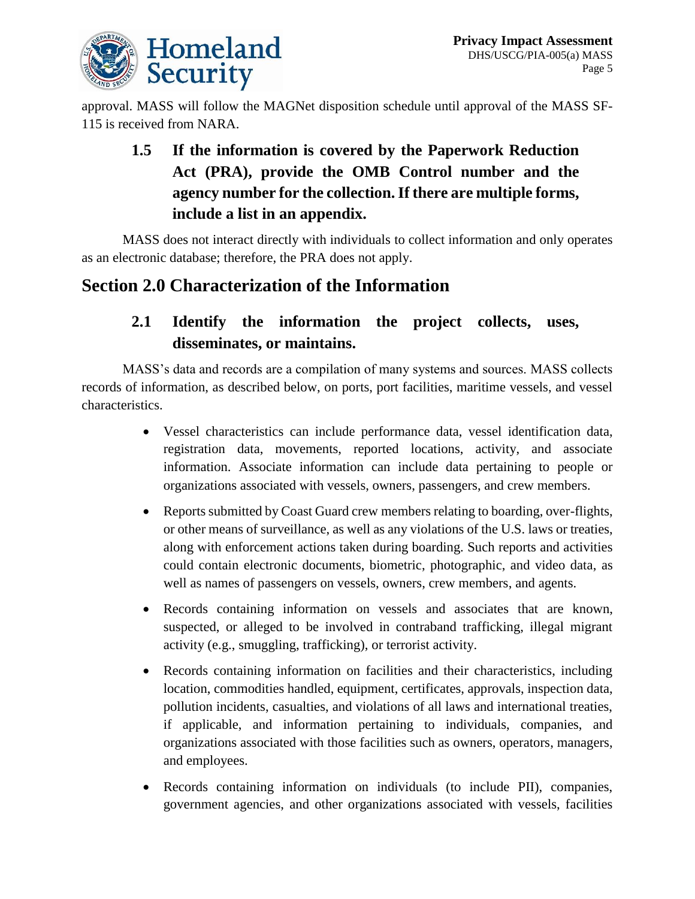approval. MASS will follow the MAGNet disposition schedule until approval of the MASS SF-115 is received from NARA.

### 1.5 If the information is covered by the Paperwork Reduction Act (PRA), provide the OMB Control number and the agency number for the collection. If there are multiple forms, include a list in an appendix.

MASS does not interact directly with individuals to collect information and only operates as an electronic database; therefore, the PRA does not apply.

## Section 2.0 Characterization of the Information

### 2.1 Identify the information the project collects, uses, disseminates, or maintains.

MASS's data and records are a compilation of many systems and sources. MASS collects records of information, as described below, on ports, port facilities, maritime vessels, and vessel characteristics.

- Vessel characteristics can include performance data, vessel identification data, registration data, movements, reported locations, activity, and associate information. Associate information can include data pertaining to people or organizations associated with vessels, owners, passengers, and crew members.
- Reports submitted by Coast Guard crew members relating to boarding, over-flights, or other means of surveillance, as well as any violations of the U.S. laws or treaties, along with enforcement actions taken during boarding. Such reports and activities could contain electronic documents, biometric, photographic, and video data, as well as names of passengers on vessels, owners, crew members, and agents.
- Records containing information on vessels and associates that are known, suspected, or alleged to be involved in contraband trafficking, illegal migrant activity (e.g., smuggling, trafficking), or terrorist activity.
- Records containing information on facilities and their characteristics, including location, commodities handled, equipment, certificates, approvals, inspection data, pollution incidents, casualties, and violations of all laws and international treaties, if applicable, and information pertaining to individuals, companies, and organizations associated with those facilities such as owners, operators, managers, and employees.
- Records containing information on individuals (to include PII), companies, government agencies, and other organizations associated with vessels, facilities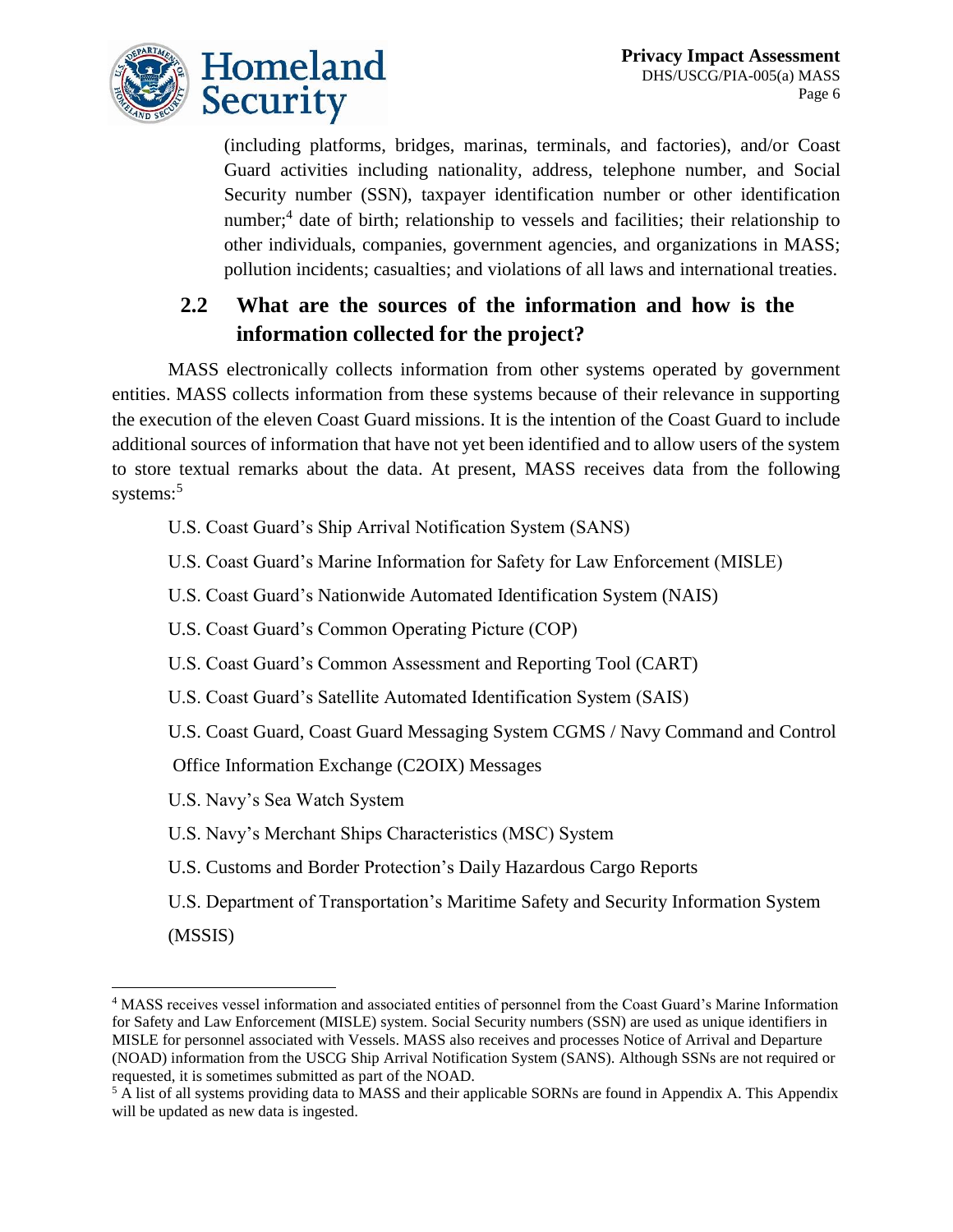(including platforms, bridges, marinas, terminals, and factories), and/or Coast Guard activities including nationality, address, telephone number, and Social Security number (SSN), taxpayer identification number or other identification number;[4] date of birth; relationship to vessels and facilities; their relationship to other individuals, companies, government agencies, and organizations in MASS; pollution incidents; casualties; and violations of all laws and international treaties.

## 2.2 What are the sources of the information and how is the information collected for the project?

MASS electronically collects information from other systems operated by government entities. MASS collects information from these systems because of their relevance in supporting the execution of the eleven Coast Guard missions. It is the intention of the Coast Guard to include additional sources of information that have not yet been identified and to allow users of the system to store textual remarks about the data. At present, MASS receives data from the following systems:[5]

U.S. Coast Guard's Ship Arrival Notification System (SANS)

U.S. Coast Guard's Marine Information for Safety for Law Enforcement (MISLE)

U.S. Coast Guard's Nationwide Automated Identification System (NAIS)

U.S. Coast Guard's Common Operating Picture (COP)

U.S. Coast Guard's Common Assessment and Reporting Tool (CART)

U.S. Coast Guard's Satellite Automated Identification System (SAIS)

U.S. Coast Guard, Coast Guard Messaging System CGMS / Navy Command and Control Office Information Exchange (C2OIX) Messages

U.S. Navy's Sea Watch System

U.S. Navy's Merchant Ships Characteristics (MSC) System

U.S. Customs and Border Protection's Daily Hazardous Cargo Reports

U.S. Department of Transportation's Maritime Safety and Security Information System (MSSIS)

---

[4] MASS receives vessel information and associated entities of personnel from the Coast Guard's Marine Information for Safety and Law Enforcement (MISLE) system. Social Security numbers (SSN) are used as unique identifiers in MISLE for personnel associated with Vessels. MASS also receives and processes Notice of Arrival and Departure (NOAD) information from the USCG Ship Arrival Notification System (SANS). Although SSNs are not required or requested, it is sometimes submitted as part of the NOAD.

[5] A list of all systems providing data to MASS and their applicable SORNs are found in Appendix A. This Appendix will be updated as new data is ingested.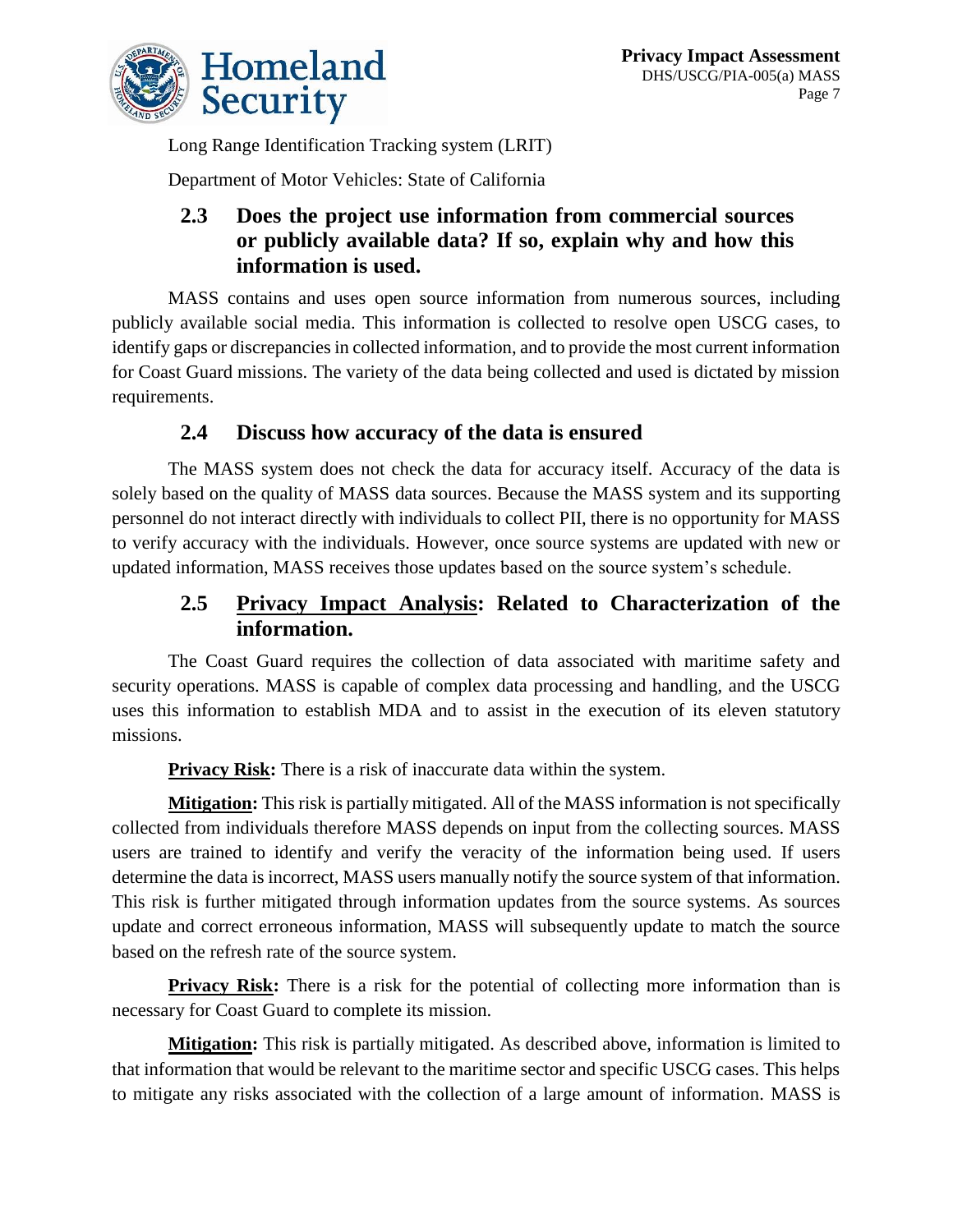Long Range Identification Tracking system (LRIT)

Department of Motor Vehicles: State of California

### 2.3 Does the project use information from commercial sources or publicly available data? If so, explain why and how this information is used.

MASS contains and uses open source information from numerous sources, including publicly available social media. This information is collected to resolve open USCG cases, to identify gaps or discrepancies in collected information, and to provide the most current information for Coast Guard missions. The variety of the data being collected and used is dictated by mission requirements.

### 2.4 Discuss how accuracy of the data is ensured

The MASS system does not check the data for accuracy itself. Accuracy of the data is solely based on the quality of MASS data sources. Because the MASS system and its supporting personnel do not interact directly with individuals to collect PII, there is no opportunity for MASS to verify accuracy with the individuals. However, once source systems are updated with new or updated information, MASS receives those updates based on the source system's schedule.

### 2.5 Privacy Impact Analysis: Related to Characterization of the information.

The Coast Guard requires the collection of data associated with maritime safety and security operations. MASS is capable of complex data processing and handling, and the USCG uses this information to establish MDA and to assist in the execution of its eleven statutory missions.

**Privacy Risk:** There is a risk of inaccurate data within the system.

**Mitigation:** This risk is partially mitigated. All of the MASS information is not specifically collected from individuals therefore MASS depends on input from the collecting sources. MASS users are trained to identify and verify the veracity of the information being used. If users determine the data is incorrect, MASS users manually notify the source system of that information. This risk is further mitigated through information updates from the source systems. As sources update and correct erroneous information, MASS will subsequently update to match the source based on the refresh rate of the source system.

**Privacy Risk:** There is a risk for the potential of collecting more information than is necessary for Coast Guard to complete its mission.

**Mitigation:** This risk is partially mitigated. As described above, information is limited to that information that would be relevant to the maritime sector and specific USCG cases. This helps to mitigate any risks associated with the collection of a large amount of information. MASS is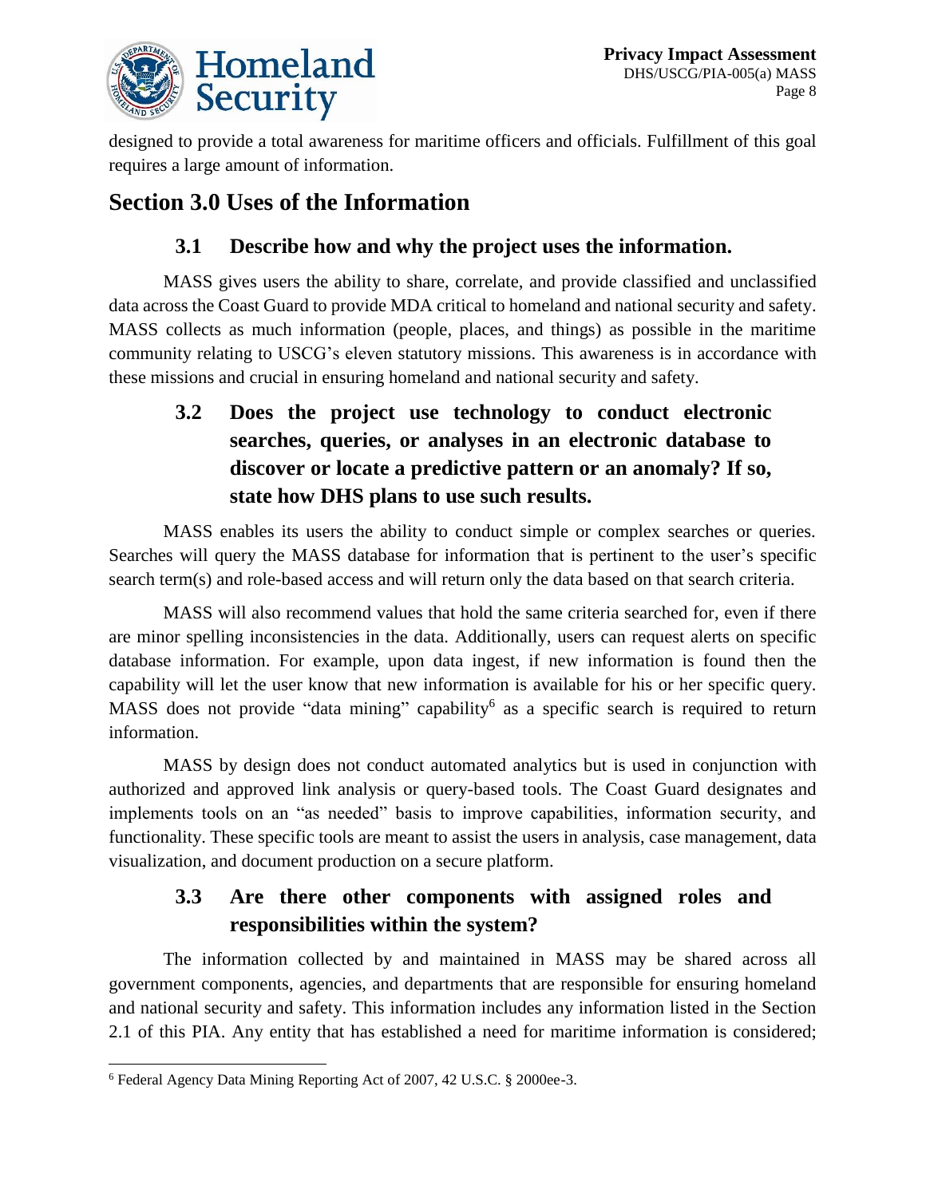designed to provide a total awareness for maritime officers and officials. Fulfillment of this goal requires a large amount of information.

## Section 3.0 Uses of the Information

### 3.1 Describe how and why the project uses the information.

MASS gives users the ability to share, correlate, and provide classified and unclassified data across the Coast Guard to provide MDA critical to homeland and national security and safety. MASS collects as much information (people, places, and things) as possible in the maritime community relating to USCG's eleven statutory missions. This awareness is in accordance with these missions and crucial in ensuring homeland and national security and safety.

### 3.2 Does the project use technology to conduct electronic searches, queries, or analyses in an electronic database to discover or locate a predictive pattern or an anomaly? If so, state how DHS plans to use such results.

MASS enables its users the ability to conduct simple or complex searches or queries. Searches will query the MASS database for information that is pertinent to the user's specific search term(s) and role-based access and will return only the data based on that search criteria.

MASS will also recommend values that hold the same criteria searched for, even if there are minor spelling inconsistencies in the data. Additionally, users can request alerts on specific database information. For example, upon data ingest, if new information is found then the capability will let the user know that new information is available for his or her specific query. MASS does not provide "data mining" capability[6] as a specific search is required to return information.

MASS by design does not conduct automated analytics but is used in conjunction with authorized and approved link analysis or query-based tools. The Coast Guard designates and implements tools on an "as needed" basis to improve capabilities, information security, and functionality. These specific tools are meant to assist the users in analysis, case management, data visualization, and document production on a secure platform.

### 3.3 Are there other components with assigned roles and responsibilities within the system?

The information collected by and maintained in MASS may be shared across all government components, agencies, and departments that are responsible for ensuring homeland and national security and safety. This information includes any information listed in the Section 2.1 of this PIA. Any entity that has established a need for maritime information is considered;

---

[6] Federal Agency Data Mining Reporting Act of 2007, 42 U.S.C. § 2000ee-3.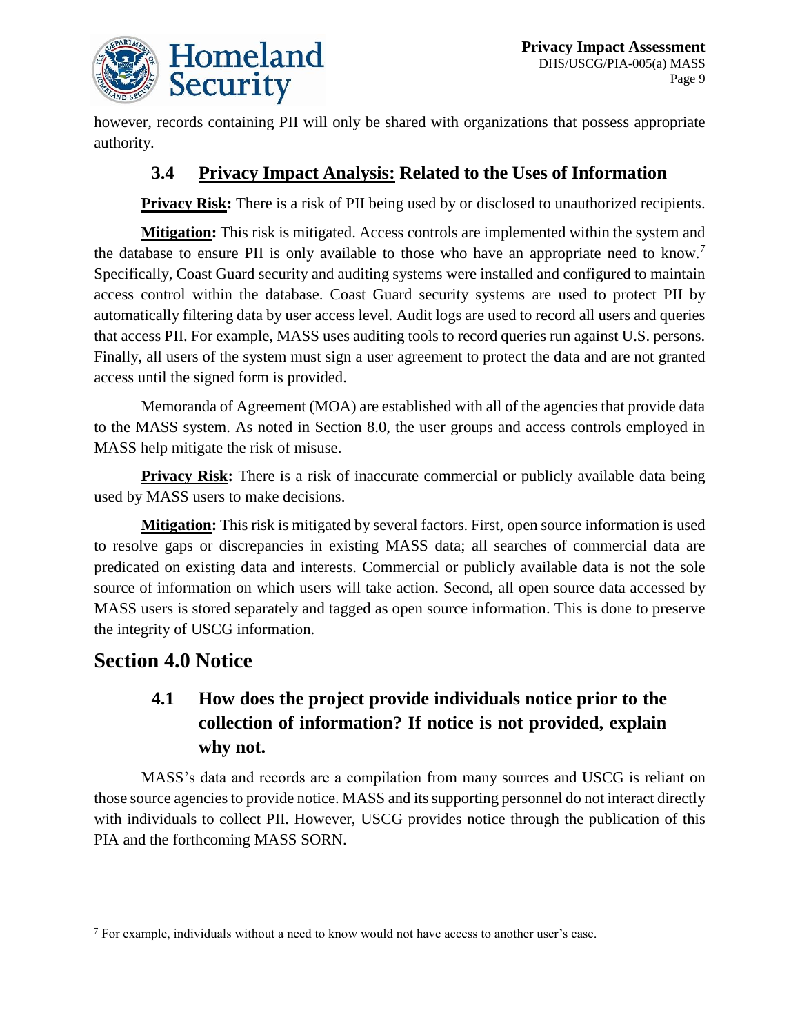however, records containing PII will only be shared with organizations that possess appropriate authority.

### 3.4 Privacy Impact Analysis: Related to the Uses of Information

**Privacy Risk:** There is a risk of PII being used by or disclosed to unauthorized recipients.

**Mitigation:** This risk is mitigated. Access controls are implemented within the system and the database to ensure PII is only available to those who have an appropriate need to know.[7] Specifically, Coast Guard security and auditing systems were installed and configured to maintain access control within the database. Coast Guard security systems are used to protect PII by automatically filtering data by user access level. Audit logs are used to record all users and queries that access PII. For example, MASS uses auditing tools to record queries run against U.S. persons. Finally, all users of the system must sign a user agreement to protect the data and are not granted access until the signed form is provided.

Memoranda of Agreement (MOA) are established with all of the agencies that provide data to the MASS system. As noted in Section 8.0, the user groups and access controls employed in MASS help mitigate the risk of misuse.

**Privacy Risk:** There is a risk of inaccurate commercial or publicly available data being used by MASS users to make decisions.

**Mitigation:** This risk is mitigated by several factors. First, open source information is used to resolve gaps or discrepancies in existing MASS data; all searches of commercial data are predicated on existing data and interests. Commercial or publicly available data is not the sole source of information on which users will take action. Second, all open source data accessed by MASS users is stored separately and tagged as open source information. This is done to preserve the integrity of USCG information.

## Section 4.0 Notice

### 4.1 How does the project provide individuals notice prior to the collection of information? If notice is not provided, explain why not.

MASS's data and records are a compilation from many sources and USCG is reliant on those source agencies to provide notice. MASS and its supporting personnel do not interact directly with individuals to collect PII. However, USCG provides notice through the publication of this PIA and the forthcoming MASS SORN.

---

[7] For example, individuals without a need to know would not have access to another user's case.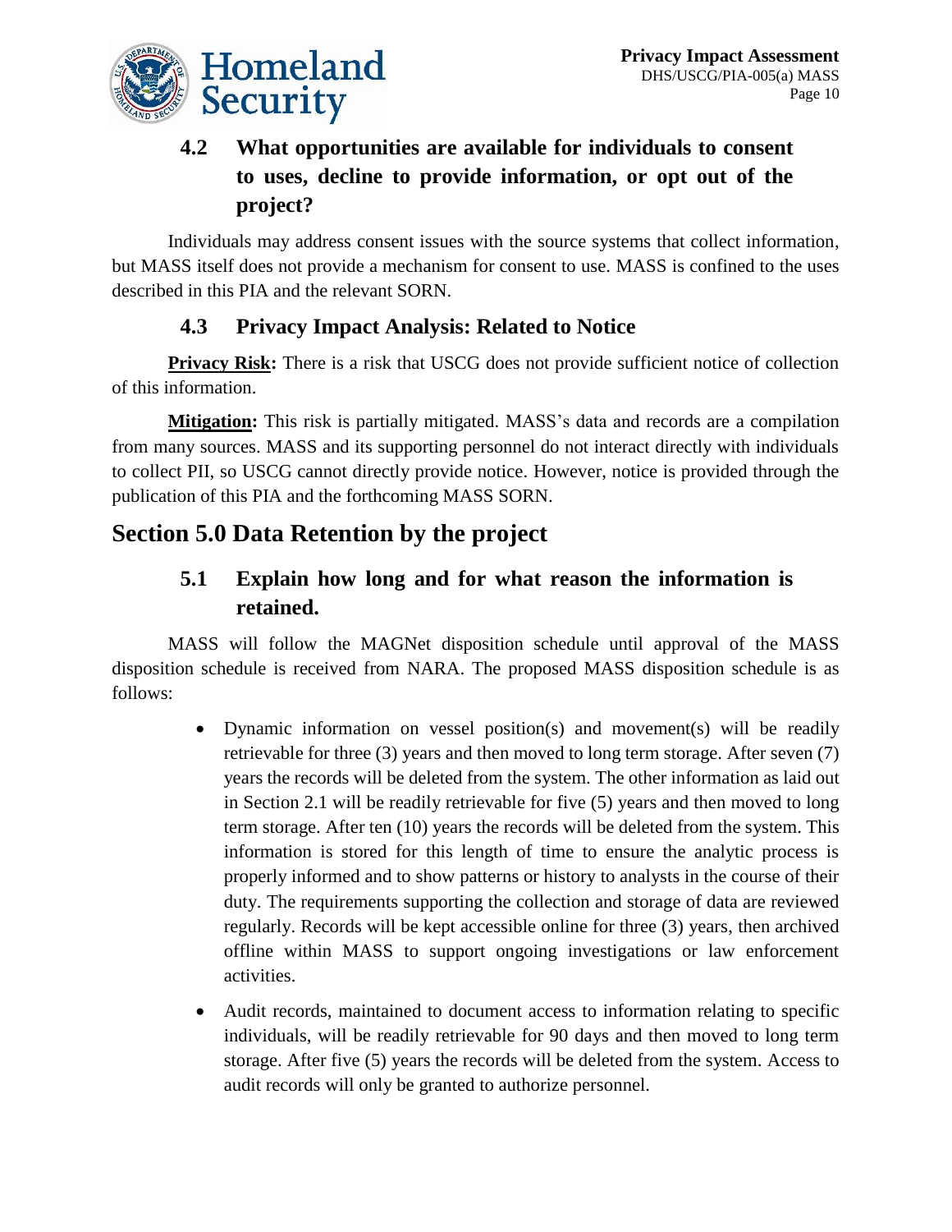### 4.2 What opportunities are available for individuals to consent to uses, decline to provide information, or opt out of the project?

Individuals may address consent issues with the source systems that collect information, but MASS itself does not provide a mechanism for consent to use. MASS is confined to the uses described in this PIA and the relevant SORN.

### 4.3 Privacy Impact Analysis: Related to Notice

**Privacy Risk:** There is a risk that USCG does not provide sufficient notice of collection of this information.

**Mitigation:** This risk is partially mitigated. MASS's data and records are a compilation from many sources. MASS and its supporting personnel do not interact directly with individuals to collect PII, so USCG cannot directly provide notice. However, notice is provided through the publication of this PIA and the forthcoming MASS SORN.

## Section 5.0 Data Retention by the project

### 5.1 Explain how long and for what reason the information is retained.

MASS will follow the MAGNet disposition schedule until approval of the MASS disposition schedule is received from NARA. The proposed MASS disposition schedule is as follows:

- Dynamic information on vessel position(s) and movement(s) will be readily retrievable for three (3) years and then moved to long term storage. After seven (7) years the records will be deleted from the system. The other information as laid out in Section 2.1 will be readily retrievable for five (5) years and then moved to long term storage. After ten (10) years the records will be deleted from the system. This information is stored for this length of time to ensure the analytic process is properly informed and to show patterns or history to analysts in the course of their duty. The requirements supporting the collection and storage of data are reviewed regularly. Records will be kept accessible online for three (3) years, then archived offline within MASS to support ongoing investigations or law enforcement activities.
- Audit records, maintained to document access to information relating to specific individuals, will be readily retrievable for 90 days and then moved to long term storage. After five (5) years the records will be deleted from the system. Access to audit records will only be granted to authorize personnel.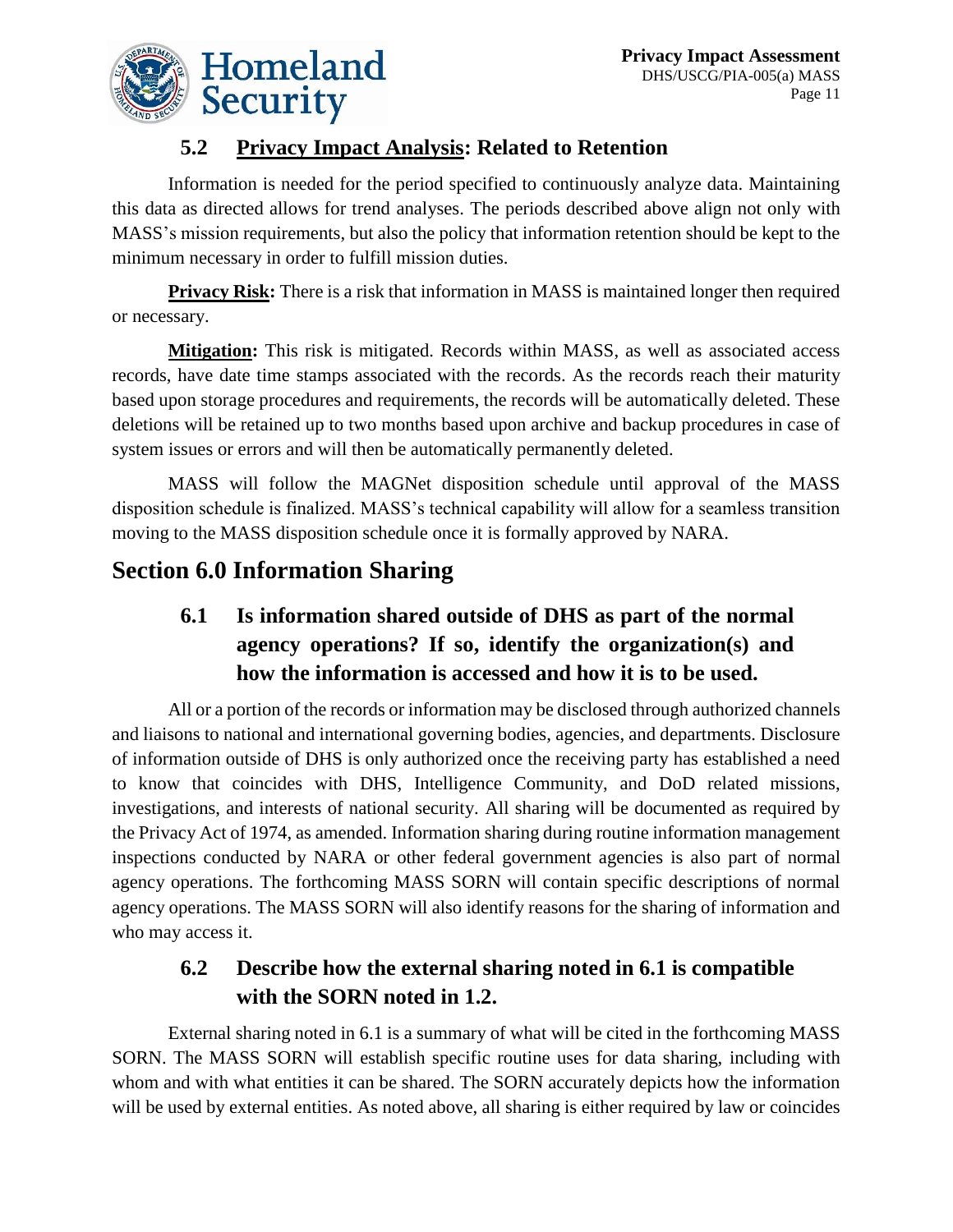### 5.2 Privacy Impact Analysis: Related to Retention

Information is needed for the period specified to continuously analyze data. Maintaining this data as directed allows for trend analyses. The periods described above align not only with MASS's mission requirements, but also the policy that information retention should be kept to the minimum necessary in order to fulfill mission duties.

**Privacy Risk:** There is a risk that information in MASS is maintained longer then required or necessary.

**Mitigation:** This risk is mitigated. Records within MASS, as well as associated access records, have date time stamps associated with the records. As the records reach their maturity based upon storage procedures and requirements, the records will be automatically deleted. These deletions will be retained up to two months based upon archive and backup procedures in case of system issues or errors and will then be automatically permanently deleted.

MASS will follow the MAGNet disposition schedule until approval of the MASS disposition schedule is finalized. MASS's technical capability will allow for a seamless transition moving to the MASS disposition schedule once it is formally approved by NARA.

## Section 6.0 Information Sharing

### 6.1 Is information shared outside of DHS as part of the normal agency operations? If so, identify the organization(s) and how the information is accessed and how it is to be used.

All or a portion of the records or information may be disclosed through authorized channels and liaisons to national and international governing bodies, agencies, and departments. Disclosure of information outside of DHS is only authorized once the receiving party has established a need to know that coincides with DHS, Intelligence Community, and DoD related missions, investigations, and interests of national security. All sharing will be documented as required by the Privacy Act of 1974, as amended. Information sharing during routine information management inspections conducted by NARA or other federal government agencies is also part of normal agency operations. The forthcoming MASS SORN will contain specific descriptions of normal agency operations. The MASS SORN will also identify reasons for the sharing of information and who may access it.

### 6.2 Describe how the external sharing noted in 6.1 is compatible with the SORN noted in 1.2.

External sharing noted in 6.1 is a summary of what will be cited in the forthcoming MASS SORN. The MASS SORN will establish specific routine uses for data sharing, including with whom and with what entities it can be shared. The SORN accurately depicts how the information will be used by external entities. As noted above, all sharing is either required by law or coincides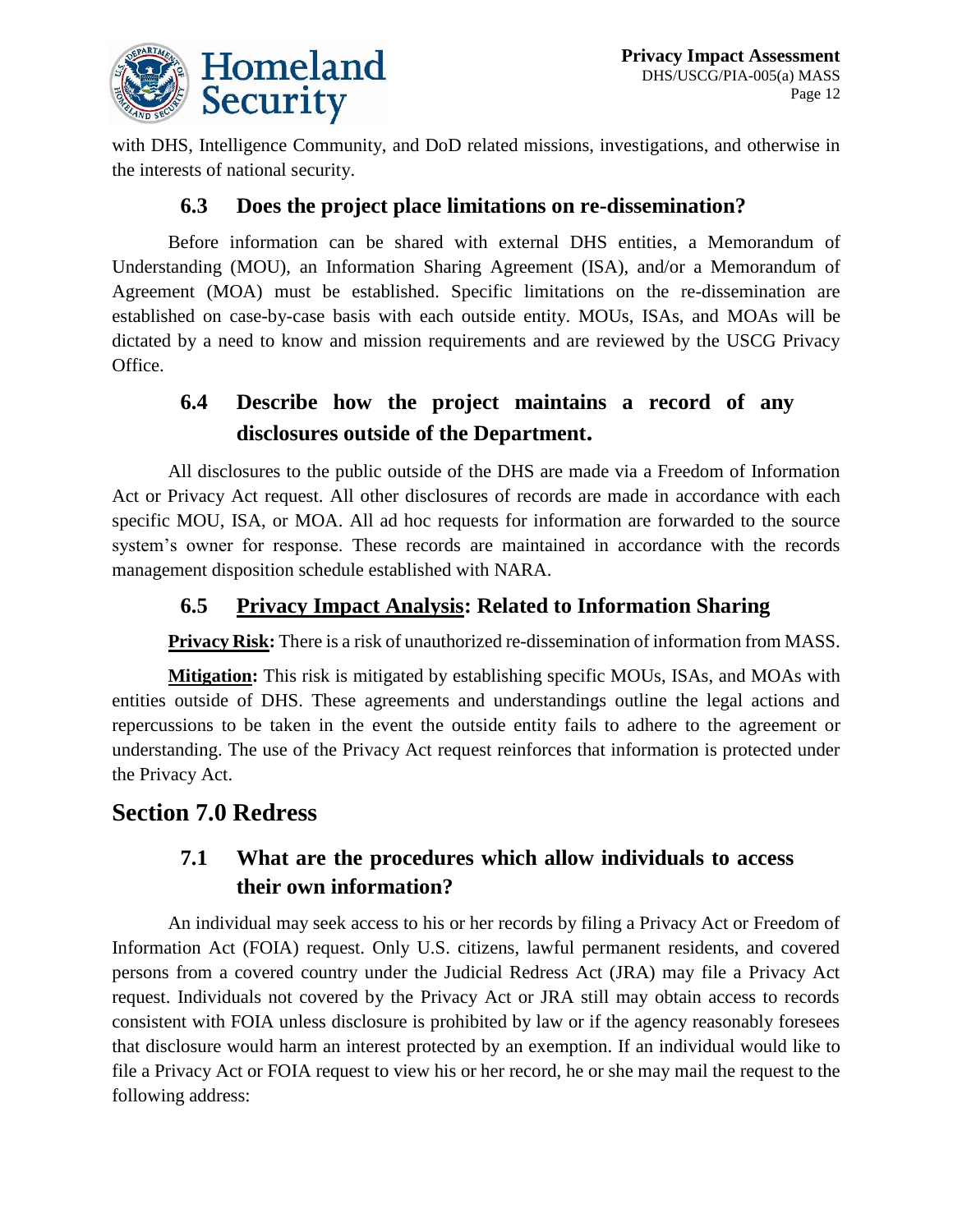with DHS, Intelligence Community, and DoD related missions, investigations, and otherwise in the interests of national security.

### 6.3 Does the project place limitations on re-dissemination?

Before information can be shared with external DHS entities, a Memorandum of Understanding (MOU), an Information Sharing Agreement (ISA), and/or a Memorandum of Agreement (MOA) must be established. Specific limitations on the re-dissemination are established on case-by-case basis with each outside entity. MOUs, ISAs, and MOAs will be dictated by a need to know and mission requirements and are reviewed by the USCG Privacy Office.

### 6.4 Describe how the project maintains a record of any disclosures outside of the Department.

All disclosures to the public outside of the DHS are made via a Freedom of Information Act or Privacy Act request. All other disclosures of records are made in accordance with each specific MOU, ISA, or MOA. All ad hoc requests for information are forwarded to the source system's owner for response. These records are maintained in accordance with the records management disposition schedule established with NARA.

### 6.5 Privacy Impact Analysis: Related to Information Sharing

**Privacy Risk:** There is a risk of unauthorized re-dissemination of information from MASS.

**Mitigation:** This risk is mitigated by establishing specific MOUs, ISAs, and MOAs with entities outside of DHS. These agreements and understandings outline the legal actions and repercussions to be taken in the event the outside entity fails to adhere to the agreement or understanding. The use of the Privacy Act request reinforces that information is protected under the Privacy Act.

## Section 7.0 Redress

### 7.1 What are the procedures which allow individuals to access their own information?

An individual may seek access to his or her records by filing a Privacy Act or Freedom of Information Act (FOIA) request. Only U.S. citizens, lawful permanent residents, and covered persons from a covered country under the Judicial Redress Act (JRA) may file a Privacy Act request. Individuals not covered by the Privacy Act or JRA still may obtain access to records consistent with FOIA unless disclosure is prohibited by law or if the agency reasonably foresees that disclosure would harm an interest protected by an exemption. If an individual would like to file a Privacy Act or FOIA request to view his or her record, he or she may mail the request to the following address: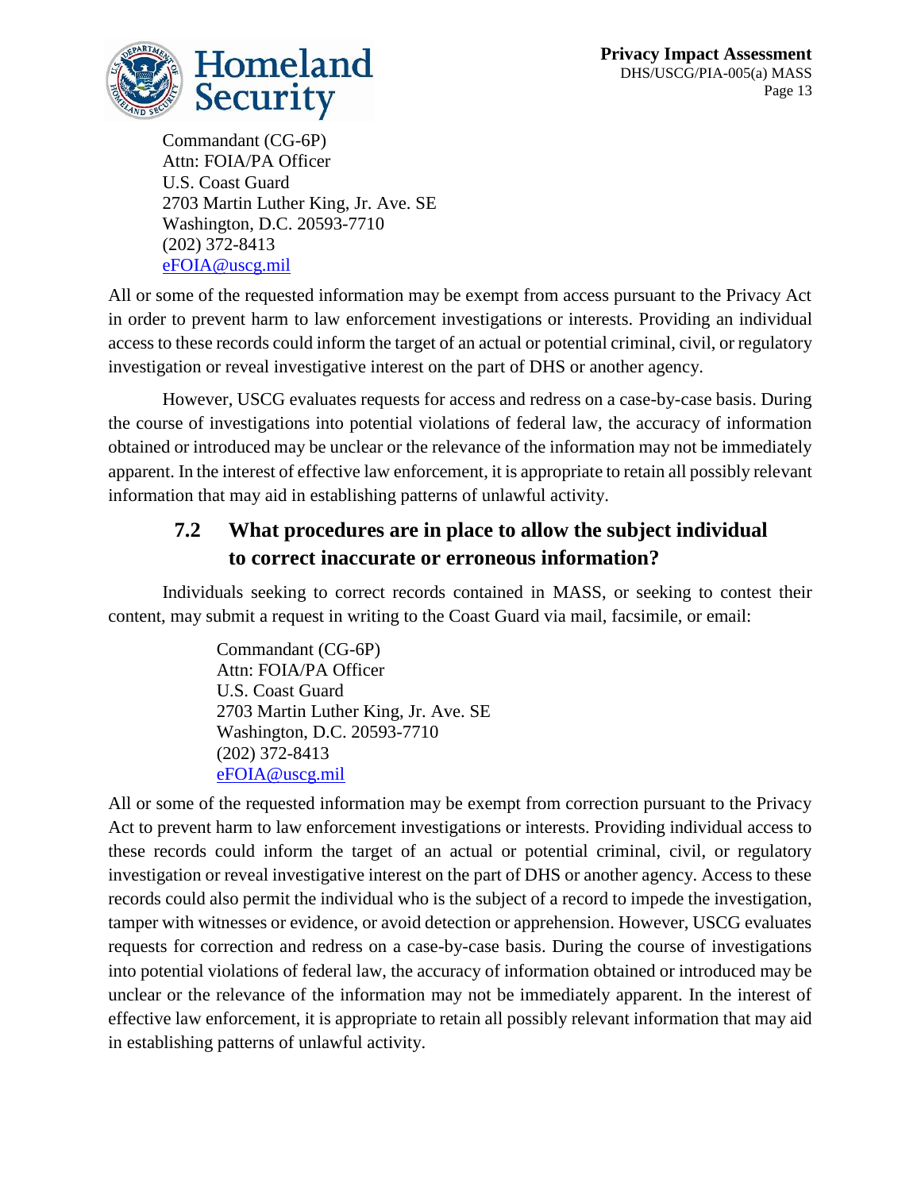Commandant (CG-6P)  
Attn: FOIA/PA Officer  
U.S. Coast Guard  
2703 Martin Luther King, Jr. Ave. SE  
Washington, D.C. 20593-7710  
(202) 372-8413  
eFOIA@uscg.mil

All or some of the requested information may be exempt from access pursuant to the Privacy Act in order to prevent harm to law enforcement investigations or interests. Providing an individual access to these records could inform the target of an actual or potential criminal, civil, or regulatory investigation or reveal investigative interest on the part of DHS or another agency.

However, USCG evaluates requests for access and redress on a case-by-case basis. During the course of investigations into potential violations of federal law, the accuracy of information obtained or introduced may be unclear or the relevance of the information may not be immediately apparent. In the interest of effective law enforcement, it is appropriate to retain all possibly relevant information that may aid in establishing patterns of unlawful activity.

### 7.2 What procedures are in place to allow the subject individual to correct inaccurate or erroneous information?

Individuals seeking to correct records contained in MASS, or seeking to contest their content, may submit a request in writing to the Coast Guard via mail, facsimile, or email:

Commandant (CG-6P)  
Attn: FOIA/PA Officer  
U.S. Coast Guard  
2703 Martin Luther King, Jr. Ave. SE  
Washington, D.C. 20593-7710  
(202) 372-8413  
eFOIA@uscg.mil

All or some of the requested information may be exempt from correction pursuant to the Privacy Act to prevent harm to law enforcement investigations or interests. Providing individual access to these records could inform the target of an actual or potential criminal, civil, or regulatory investigation or reveal investigative interest on the part of DHS or another agency. Access to these records could also permit the individual who is the subject of a record to impede the investigation, tamper with witnesses or evidence, or avoid detection or apprehension. However, USCG evaluates requests for correction and redress on a case-by-case basis. During the course of investigations into potential violations of federal law, the accuracy of information obtained or introduced may be unclear or the relevance of the information may not be immediately apparent. In the interest of effective law enforcement, it is appropriate to retain all possibly relevant information that may aid in establishing patterns of unlawful activity.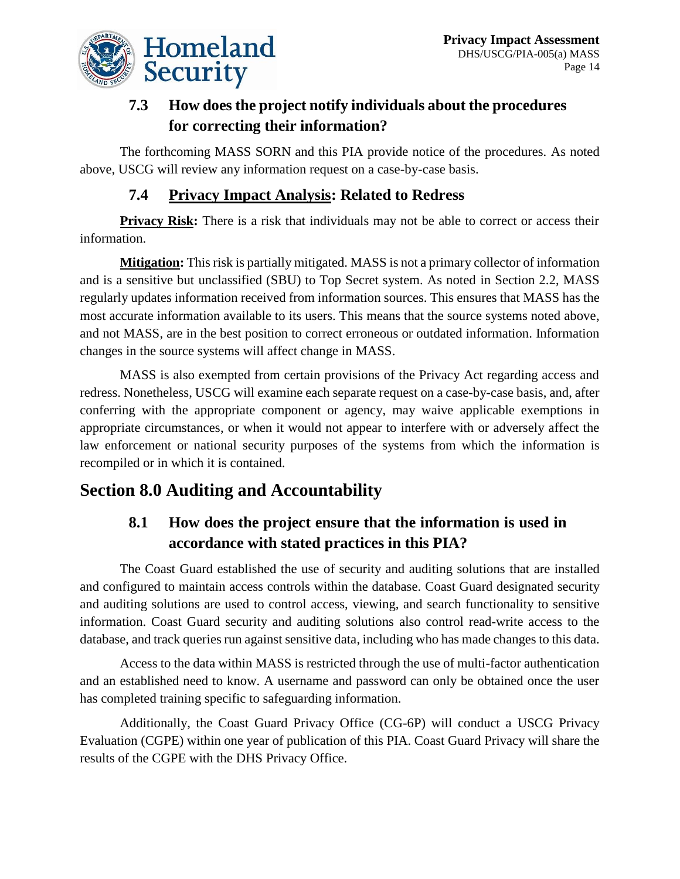### 7.3 How does the project notify individuals about the procedures for correcting their information?

The forthcoming MASS SORN and this PIA provide notice of the procedures. As noted above, USCG will review any information request on a case-by-case basis.

### 7.4 Privacy Impact Analysis: Related to Redress

**Privacy Risk:** There is a risk that individuals may not be able to correct or access their information.

**Mitigation:** This risk is partially mitigated. MASS is not a primary collector of information and is a sensitive but unclassified (SBU) to Top Secret system. As noted in Section 2.2, MASS regularly updates information received from information sources. This ensures that MASS has the most accurate information available to its users. This means that the source systems noted above, and not MASS, are in the best position to correct erroneous or outdated information. Information changes in the source systems will affect change in MASS.

MASS is also exempted from certain provisions of the Privacy Act regarding access and redress. Nonetheless, USCG will examine each separate request on a case-by-case basis, and, after conferring with the appropriate component or agency, may waive applicable exemptions in appropriate circumstances, or when it would not appear to interfere with or adversely affect the law enforcement or national security purposes of the systems from which the information is recompiled or in which it is contained.

## Section 8.0 Auditing and Accountability

### 8.1 How does the project ensure that the information is used in accordance with stated practices in this PIA?

The Coast Guard established the use of security and auditing solutions that are installed and configured to maintain access controls within the database. Coast Guard designated security and auditing solutions are used to control access, viewing, and search functionality to sensitive information. Coast Guard security and auditing solutions also control read-write access to the database, and track queries run against sensitive data, including who has made changes to this data.

Access to the data within MASS is restricted through the use of multi-factor authentication and an established need to know. A username and password can only be obtained once the user has completed training specific to safeguarding information.

Additionally, the Coast Guard Privacy Office (CG-6P) will conduct a USCG Privacy Evaluation (CGPE) within one year of publication of this PIA. Coast Guard Privacy will share the results of the CGPE with the DHS Privacy Office.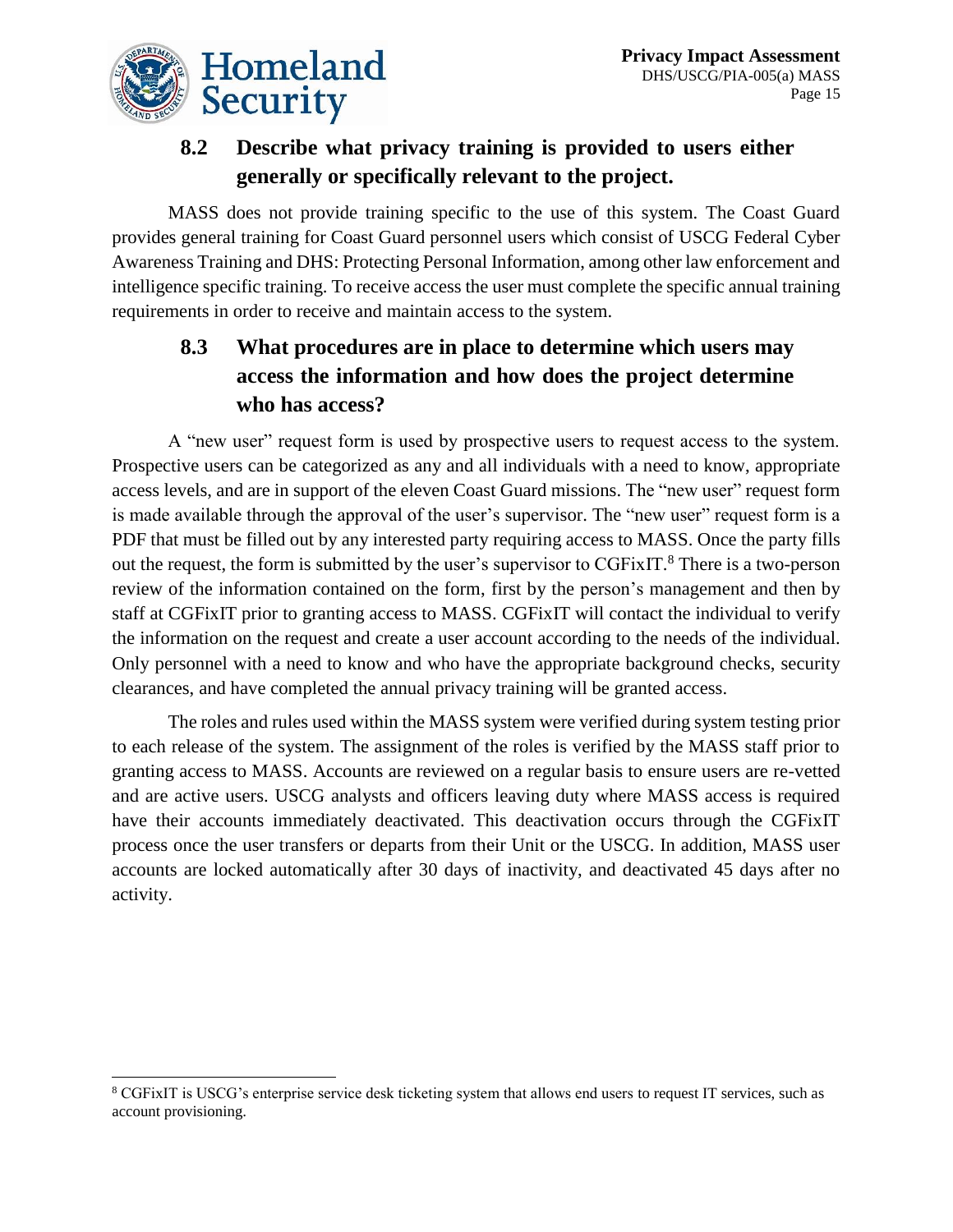### 8.2 Describe what privacy training is provided to users either generally or specifically relevant to the project.

MASS does not provide training specific to the use of this system. The Coast Guard provides general training for Coast Guard personnel users which consist of USCG Federal Cyber Awareness Training and DHS: Protecting Personal Information, among other law enforcement and intelligence specific training. To receive access the user must complete the specific annual training requirements in order to receive and maintain access to the system.

### 8.3 What procedures are in place to determine which users may access the information and how does the project determine who has access?

A "new user" request form is used by prospective users to request access to the system. Prospective users can be categorized as any and all individuals with a need to know, appropriate access levels, and are in support of the eleven Coast Guard missions. The "new user" request form is made available through the approval of the user's supervisor. The "new user" request form is a PDF that must be filled out by any interested party requiring access to MASS. Once the party fills out the request, the form is submitted by the user's supervisor to CGFixIT.[8] There is a two-person review of the information contained on the form, first by the person's management and then by staff at CGFixIT prior to granting access to MASS. CGFixIT will contact the individual to verify the information on the request and create a user account according to the needs of the individual. Only personnel with a need to know and who have the appropriate background checks, security clearances, and have completed the annual privacy training will be granted access.

The roles and rules used within the MASS system were verified during system testing prior to each release of the system. The assignment of the roles is verified by the MASS staff prior to granting access to MASS. Accounts are reviewed on a regular basis to ensure users are re-vetted and are active users. USCG analysts and officers leaving duty where MASS access is required have their accounts immediately deactivated. This deactivation occurs through the CGFixIT process once the user transfers or departs from their Unit or the USCG. In addition, MASS user accounts are locked automatically after 30 days of inactivity, and deactivated 45 days after no activity.

[8] CGFixIT is USCG's enterprise service desk ticketing system that allows end users to request IT services, such as account provisioning.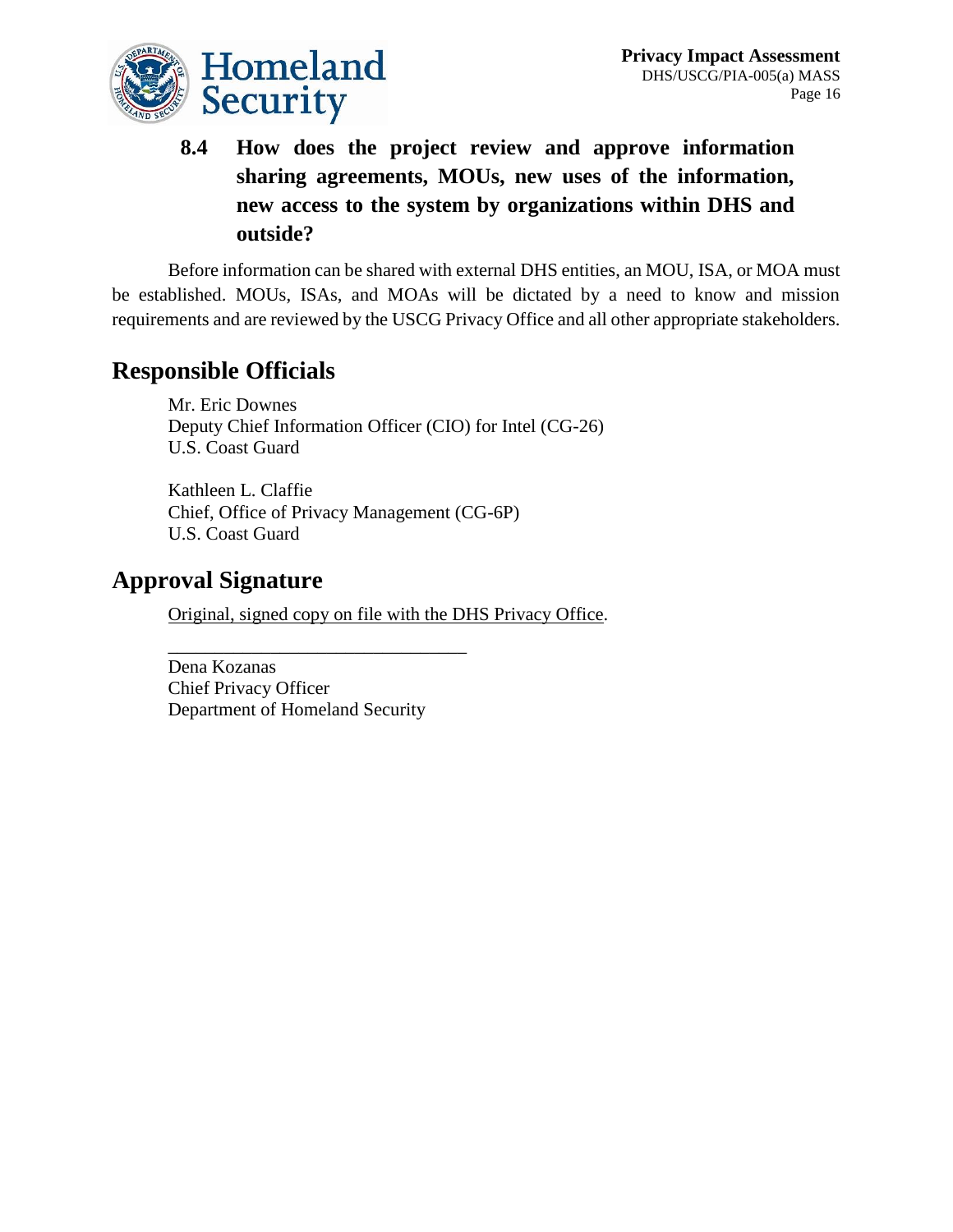### 8.4 How does the project review and approve information sharing agreements, MOUs, new uses of the information, new access to the system by organizations within DHS and outside?

Before information can be shared with external DHS entities, an MOU, ISA, or MOA must be established. MOUs, ISAs, and MOAs will be dictated by a need to know and mission requirements and are reviewed by the USCG Privacy Office and all other appropriate stakeholders.

## Responsible Officials

Mr. Eric Downes
Deputy Chief Information Officer (CIO) for Intel (CG-26)
U.S. Coast Guard

Kathleen L. Claffie
Chief, Office of Privacy Management (CG-6P)
U.S. Coast Guard

## Approval Signature

Original, signed copy on file with the DHS Privacy Office.

________________________________

Dena Kozanas
Chief Privacy Officer
Department of Homeland Security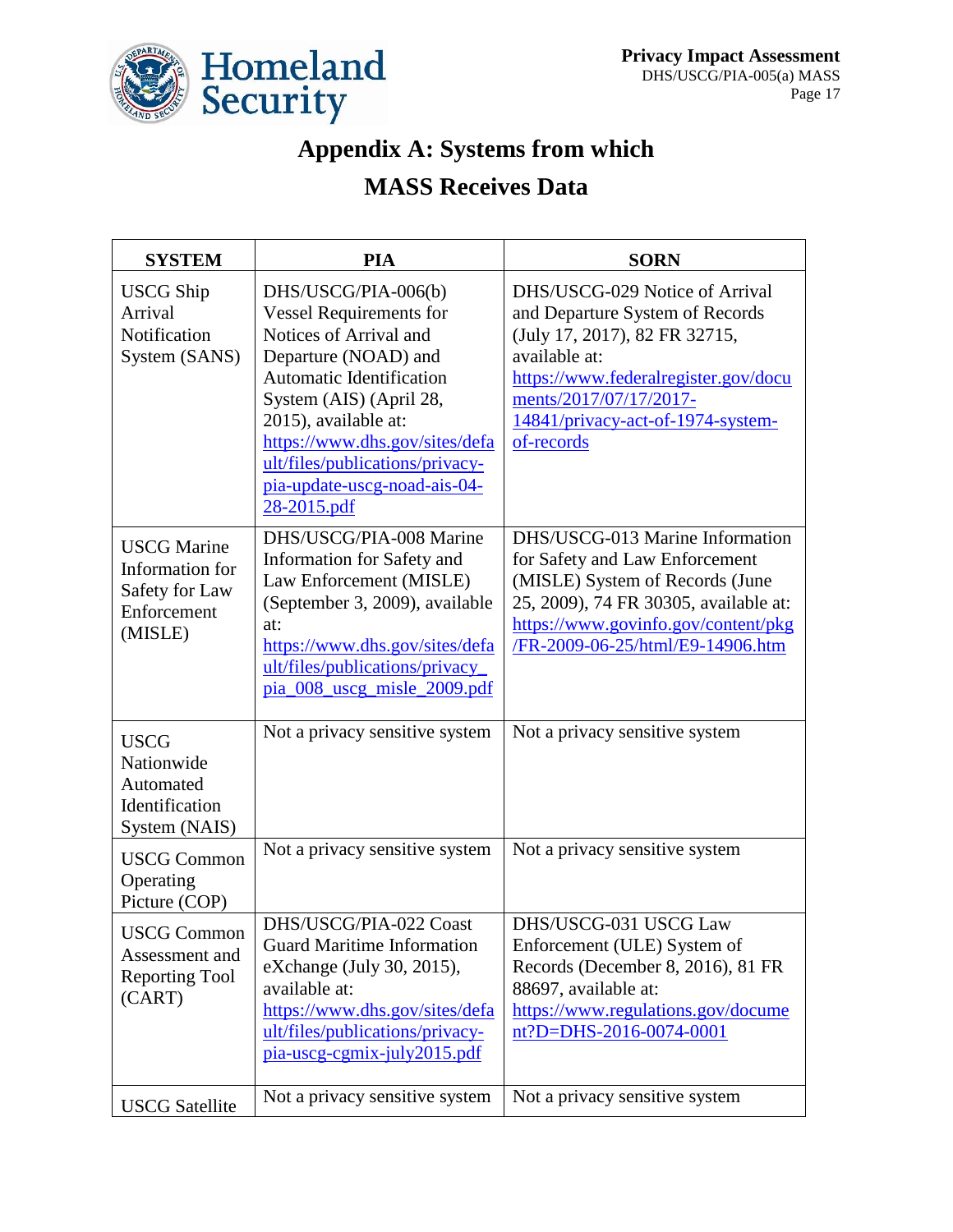# Appendix A: Systems from which MASS Receives Data

| SYSTEM | PIA | SORN |
|---|---|---|
| USCG Ship Arrival Notification System (SANS) | DHS/USCG/PIA-006(b) Vessel Requirements for Notices of Arrival and Departure (NOAD) and Automatic Identification System (AIS) (April 28, 2015), available at: https://www.dhs.gov/sites/default/files/publications/privacy-pia-update-uscg-noad-ais-04-28-2015.pdf | DHS/USCG-029 Notice of Arrival and Departure System of Records (July 17, 2017), 82 FR 32715, available at: https://www.federalregister.gov/documents/2017/07/17/2017-14841/privacy-act-of-1974-system-of-records |
| USCG Marine Information for Safety for Law Enforcement (MISLE) | DHS/USCG/PIA-008 Marine Information for Safety and Law Enforcement (MISLE) (September 3, 2009), available at: https://www.dhs.gov/sites/default/files/publications/privacy_pia_008_uscg_misle_2009.pdf | DHS/USCG-013 Marine Information for Safety and Law Enforcement (MISLE) System of Records (June 25, 2009), 74 FR 30305, available at: https://www.govinfo.gov/content/pkg/FR-2009-06-25/html/E9-14906.htm |
| USCG Nationwide Automated Identification System (NAIS) | Not a privacy sensitive system | Not a privacy sensitive system |
| USCG Common Operating Picture (COP) | Not a privacy sensitive system | Not a privacy sensitive system |
| USCG Common Assessment and Reporting Tool (CART) | DHS/USCG/PIA-022 Coast Guard Maritime Information eXchange (July 30, 2015), available at: https://www.dhs.gov/sites/default/files/publications/privacy-pia-uscg-cgmix-july2015.pdf | DHS/USCG-031 USCG Law Enforcement (ULE) System of Records (December 8, 2016), 81 FR 88697, available at: https://www.regulations.gov/document?D=DHS-2016-0074-0001 |
| USCG Satellite | Not a privacy sensitive system | Not a privacy sensitive system |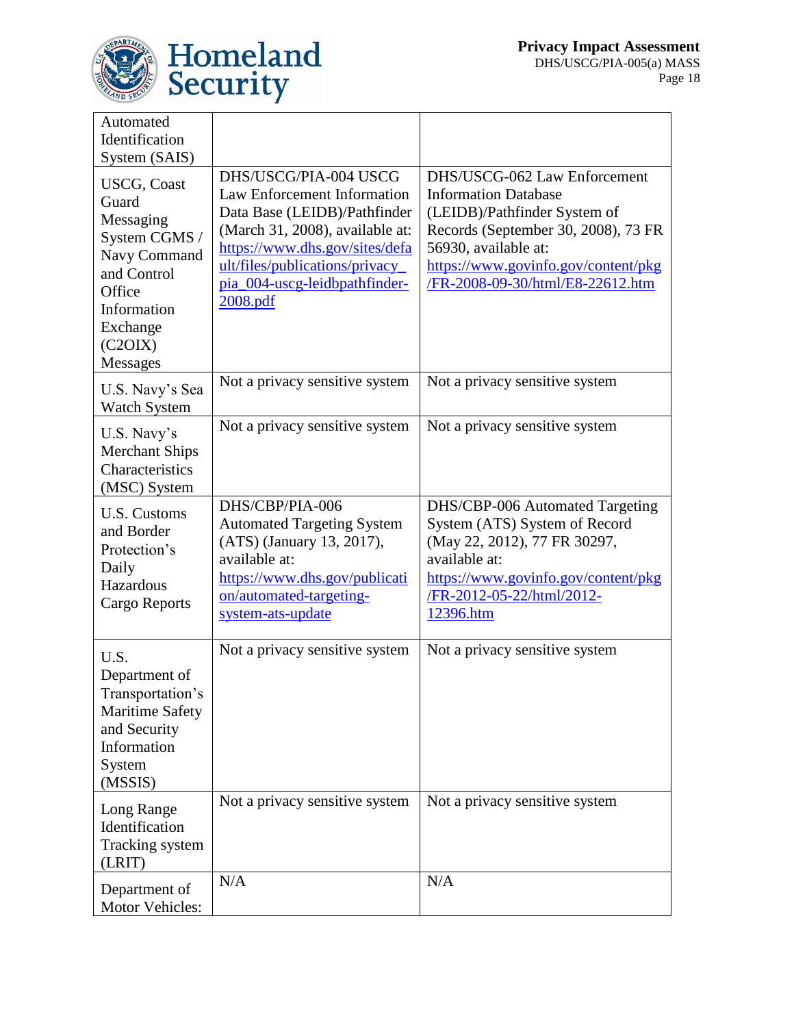| | | |
|---|---|---|
| Automated Identification System (SAIS) | | |
| USCG, Coast Guard Messaging System CGMS / Navy Command and Control Office Information Exchange (C2OIX) Messages | DHS/USCG/PIA-004 USCG Law Enforcement Information Data Base (LEIDB)/Pathfinder (March 31, 2008), available at: https://www.dhs.gov/sites/default/files/publications/privacy_pia_004-uscg-leidbpathfinder-2008.pdf | DHS/USCG-062 Law Enforcement Information Database (LEIDB)/Pathfinder System of Records (September 30, 2008), 73 FR 56930, available at: https://www.govinfo.gov/content/pkg/FR-2008-09-30/html/E8-22612.htm |
| U.S. Navy's Sea Watch System | Not a privacy sensitive system | Not a privacy sensitive system |
| U.S. Navy's Merchant Ships Characteristics (MSC) System | Not a privacy sensitive system | Not a privacy sensitive system |
| U.S. Customs and Border Protection's Daily Hazardous Cargo Reports | DHS/CBP/PIA-006 Automated Targeting System (ATS) (January 13, 2017), available at: https://www.dhs.gov/publication/automated-targeting-system-ats-update | DHS/CBP-006 Automated Targeting System (ATS) System of Record (May 22, 2012), 77 FR 30297, available at: https://www.govinfo.gov/content/pkg/FR-2012-05-22/html/2012-12396.htm |
| U.S. Department of Transportation's Maritime Safety and Security Information System (MSSIS) | Not a privacy sensitive system | Not a privacy sensitive system |
| Long Range Identification Tracking system (LRIT) | Not a privacy sensitive system | Not a privacy sensitive system |
| Department of Motor Vehicles: | N/A | N/A |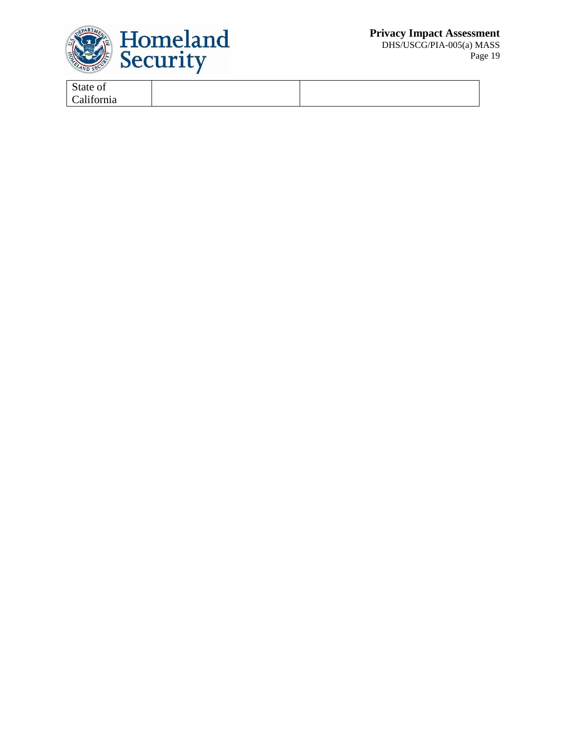| | | |
|---|---|---|
| State of California | | |